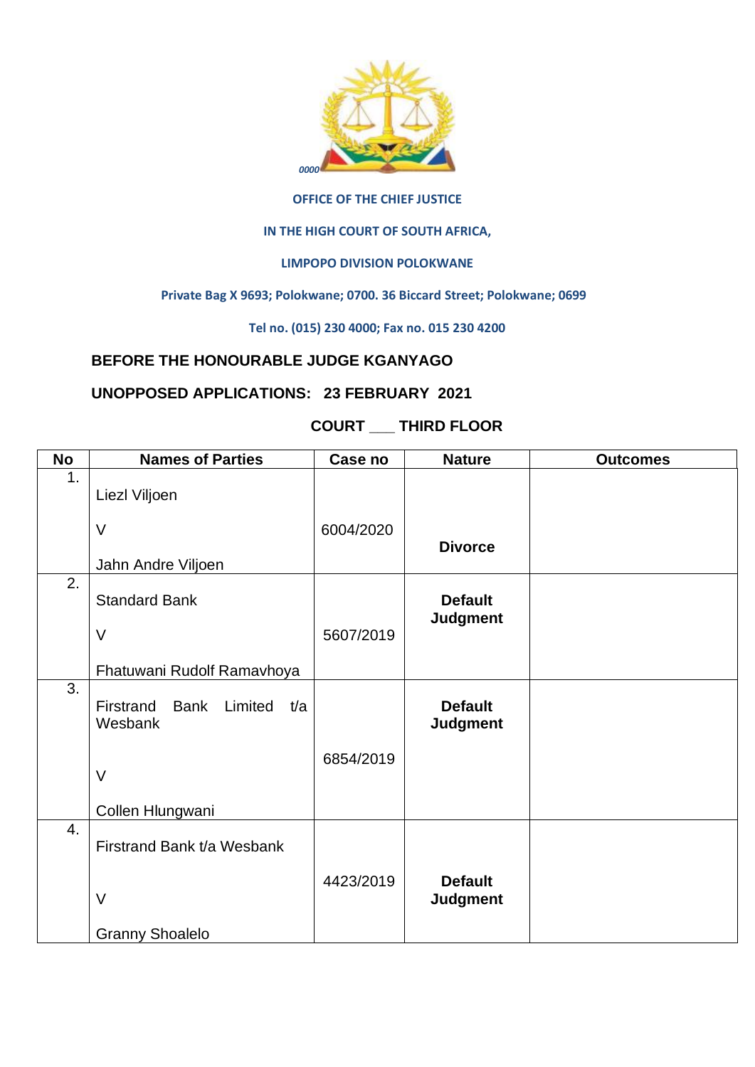**OFFICE OF THE CHIEF JUSTICE**

**IN THE HIGH COURT OF SOUTH AFRICA,**

**LIMPOPO DIVISION POLOKWANE**

**Private Bag X 9693; Polokwane; 0700. 36 Biccard Street; Polokwane; 0699**

**Tel no. (015) 230 4000; Fax no. 015 230 4200**

**BEFORE THE HONOURABLE JUDGE KGANYAGO**

**UNOPPOSED APPLICATIONS: 23 FEBRUARY 2021**

**COURT ___ THIRD FLOOR**

| No | Names of Parties | Case no | Nature | Outcomes |
|---|---|---|---|---|
| 1. | Liezl Viljoen<br><br>V<br><br>Jahn Andre Viljoen | 6004/2020 | **Divorce** | |
| 2. | Standard Bank<br><br>V<br><br>Fhatuwani Rudolf Ramavhoya | 5607/2019 | **Default Judgment** | |
| 3. | Firstrand Bank Limited t/a Wesbank<br><br>V<br><br>Collen Hlungwani | 6854/2019 | **Default Judgment** | |
| 4. | Firstrand Bank t/a Wesbank<br><br>V<br><br>Granny Shoalelo | 4423/2019 | **Default Judgment** | |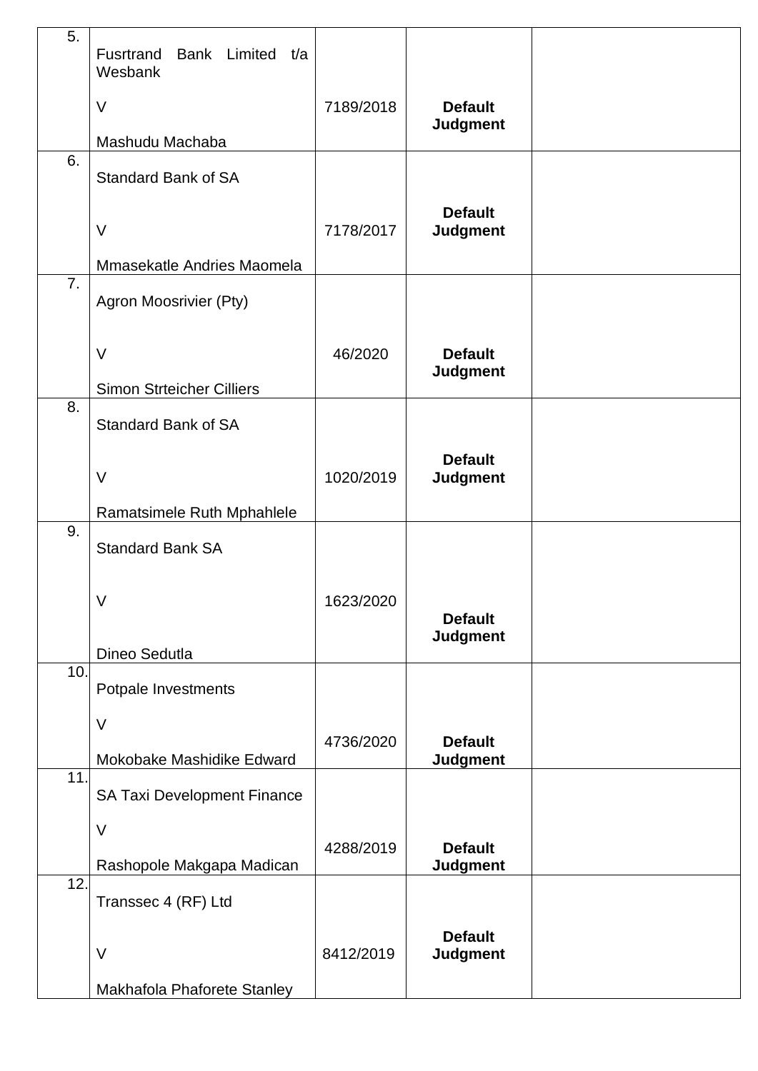| | | | | |
|---|---|---|---|---|
| 5. | Fusrtrand Bank Limited t/a Wesbank<br><br>V<br><br>Mashudu Machaba | 7189/2018 | **Default Judgment** | |
| 6. | Standard Bank of SA<br><br>V<br><br>Mmasekatle Andries Maomela | 7178/2017 | **Default Judgment** | |
| 7. | Agron Moosrivier (Pty)<br><br>V<br><br>Simon Strteicher Cilliers | 46/2020 | **Default Judgment** | |
| 8. | Standard Bank of SA<br><br>V<br><br>Ramatsimele Ruth Mphahlele | 1020/2019 | **Default Judgment** | |
| 9. | Standard Bank SA<br><br>V<br><br>Dineo Sedutla | 1623/2020 | **Default Judgment** | |
| 10. | Potpale Investments<br><br>V<br><br>Mokobake Mashidike Edward | 4736/2020 | **Default Judgment** | |
| 11. | SA Taxi Development Finance<br><br>V<br><br>Rashopole Makgapa Madican | 4288/2019 | **Default Judgment** | |
| 12. | Transsec 4 (RF) Ltd<br><br>V<br><br>Makhafola Phaforete Stanley | 8412/2019 | **Default Judgment** | |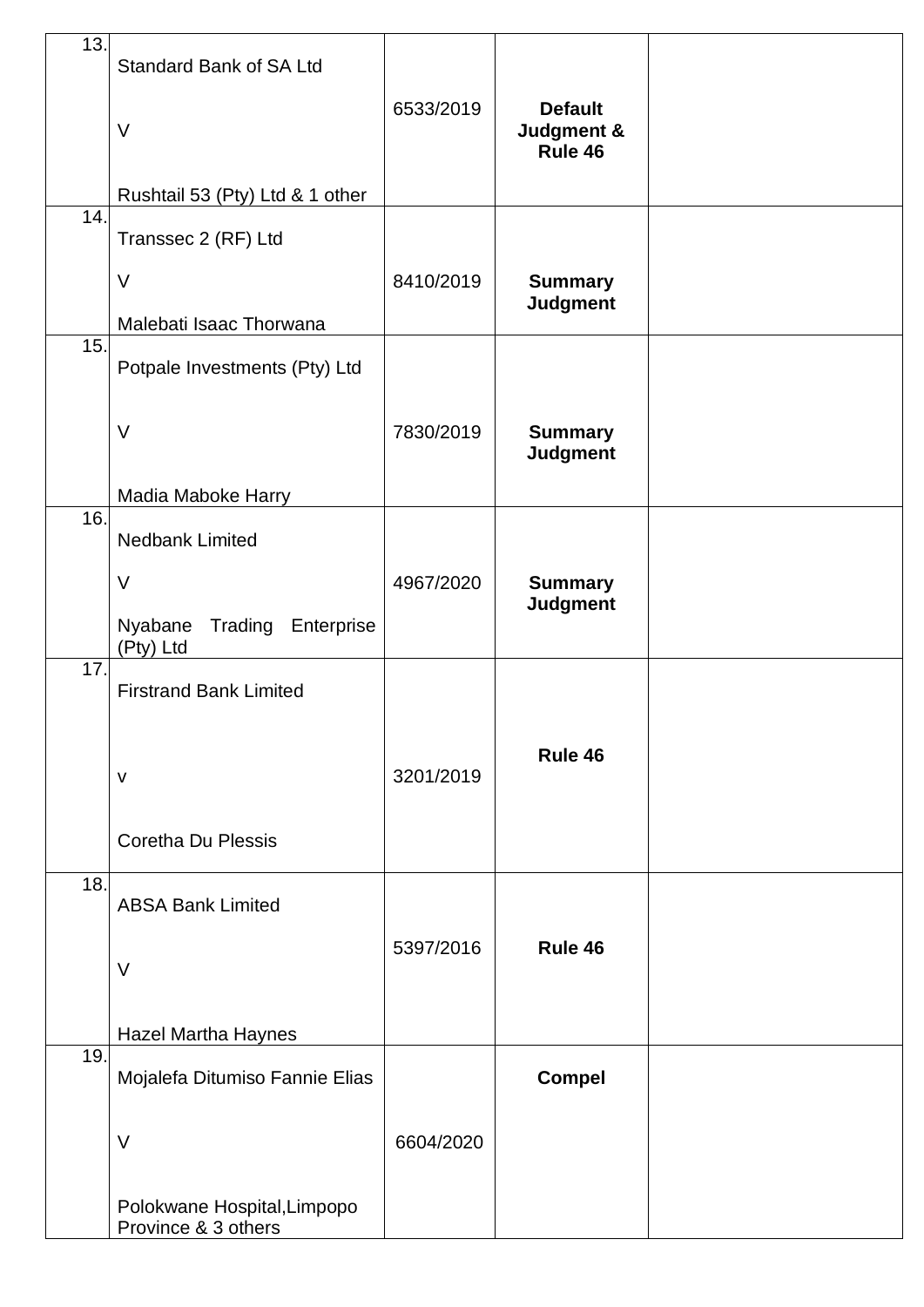| | | | | |
|---|---|---|---|---|
| 13. | Standard Bank of SA Ltd<br><br>V<br><br>Rushtail 53 (Pty) Ltd & 1 other | 6533/2019 | **Default Judgment & Rule 46** | |
| 14. | Transsec 2 (RF) Ltd<br><br>V<br><br>Malebati Isaac Thorwana | 8410/2019 | **Summary Judgment** | |
| 15. | Potpale Investments (Pty) Ltd<br><br>V<br><br>Madia Maboke Harry | 7830/2019 | **Summary Judgment** | |
| 16. | Nedbank Limited<br><br>V<br><br>Nyabane Trading Enterprise (Pty) Ltd | 4967/2020 | **Summary Judgment** | |
| 17. | Firstrand Bank Limited<br><br>v<br><br>Coretha Du Plessis | 3201/2019 | **Rule 46** | |
| 18. | ABSA Bank Limited<br><br>V<br><br>Hazel Martha Haynes | 5397/2016 | **Rule 46** | |
| 19. | Mojalefa Ditumiso Fannie Elias<br><br>V<br><br>Polokwane Hospital,Limpopo Province & 3 others | 6604/2020 | **Compel** | |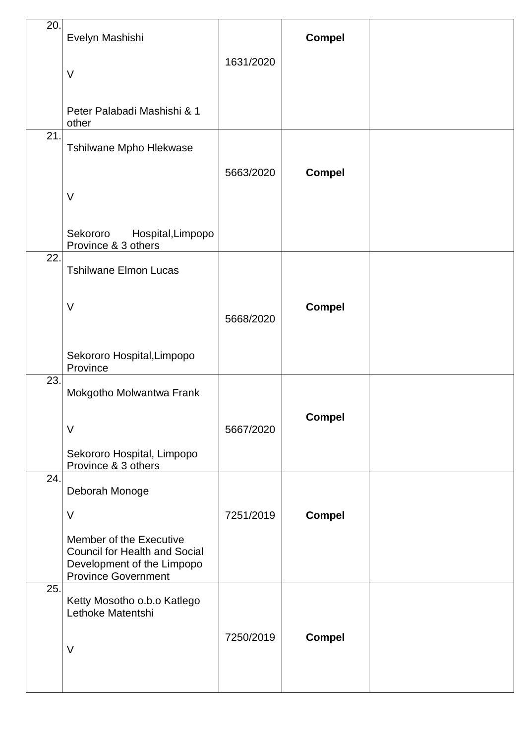| 20. | Evelyn Mashishi<br><br>V<br><br>Peter Palabadi Mashishi & 1 other | 1631/2020 | **Compel** | |
|---|---|---|---|---|
| 21. | Tshilwane Mpho Hlekwase<br><br>V<br><br>Sekororo Hospital,Limpopo Province & 3 others | 5663/2020 | **Compel** | |
| 22. | Tshilwane Elmon Lucas<br><br>V<br><br>Sekororo Hospital,Limpopo Province | 5668/2020 | **Compel** | |
| 23. | Mokgotho Molwantwa Frank<br><br>V<br><br>Sekororo Hospital, Limpopo Province & 3 others | 5667/2020 | **Compel** | |
| 24. | Deborah Monoge<br><br>V<br><br>Member of the Executive Council for Health and Social Development of the Limpopo Province Government | 7251/2019 | **Compel** | |
| 25. | Ketty Mosotho o.b.o Katlego Lethoke Matentshi<br><br>V | 7250/2019 | **Compel** | |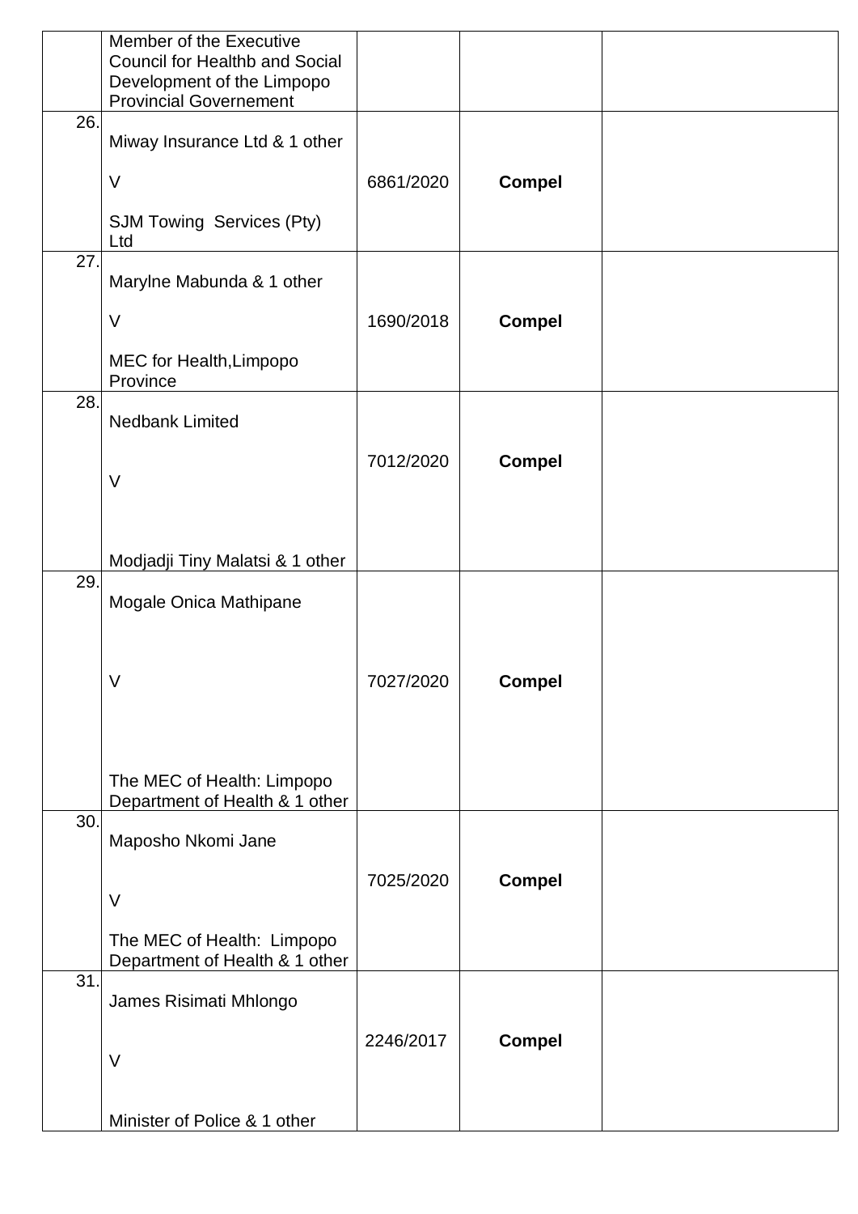| | | | | |
|---|---|---|---|---|
| | Member of the Executive Council for Healthb and Social Development of the Limpopo Provincial Governement | | | |
| 26. | Miway Insurance Ltd & 1 other<br><br>V<br><br>SJM Towing Services (Pty) Ltd | 6861/2020 | **Compel** | |
| 27. | Marylne Mabunda & 1 other<br><br>V<br><br>MEC for Health,Limpopo Province | 1690/2018 | **Compel** | |
| 28. | Nedbank Limited<br><br>V<br><br>Modjadji Tiny Malatsi & 1 other | 7012/2020 | **Compel** | |
| 29. | Mogale Onica Mathipane<br><br>V<br><br>The MEC of Health: Limpopo Department of Health & 1 other | 7027/2020 | **Compel** | |
| 30. | Maposho Nkomi Jane<br><br>V<br><br>The MEC of Health: Limpopo Department of Health & 1 other | 7025/2020 | **Compel** | |
| 31. | James Risimati Mhlongo<br><br>V<br><br>Minister of Police & 1 other | 2246/2017 | **Compel** | |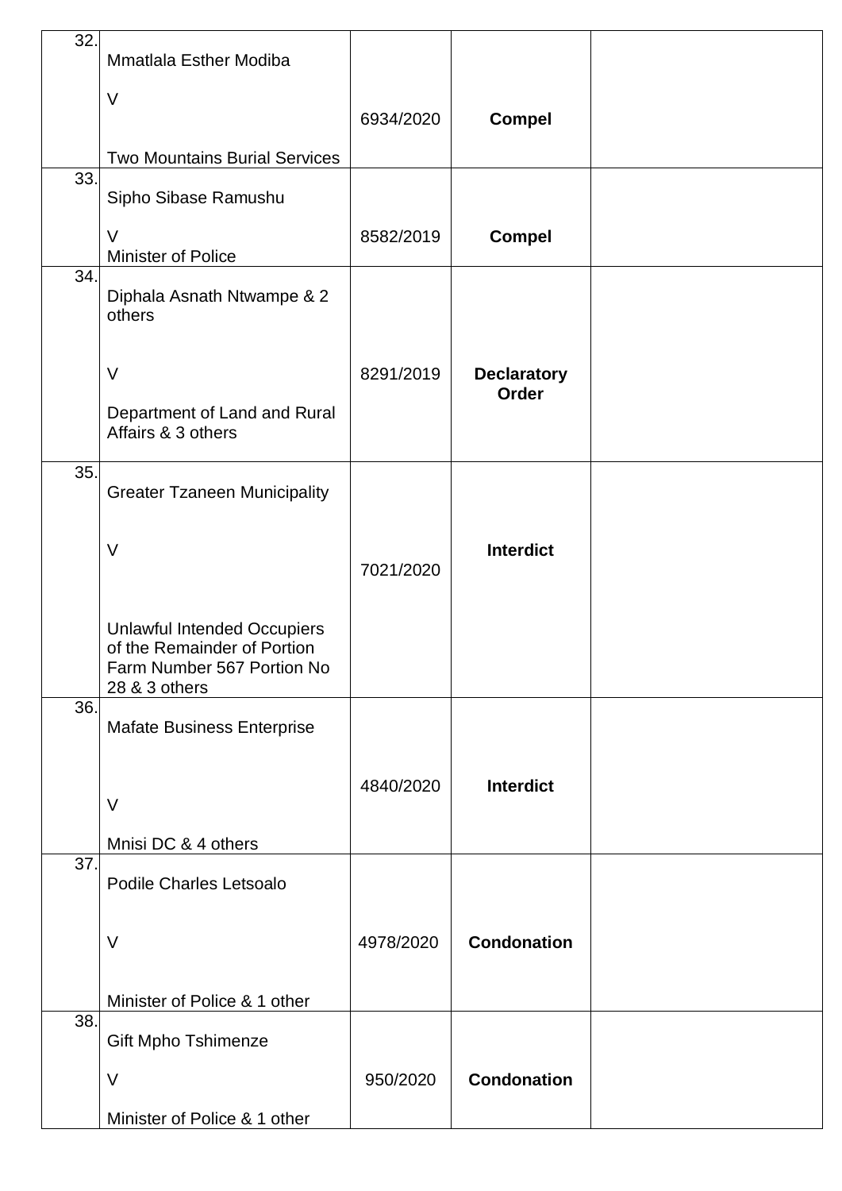| | | | | |
|---|---|---|---|---|
| 32. | Mmatlala Esther Modiba<br><br>V<br><br>Two Mountains Burial Services | 6934/2020 | **Compel** | |
| 33. | Sipho Sibase Ramushu<br><br>V<br>Minister of Police | 8582/2019 | **Compel** | |
| 34. | Diphala Asnath Ntwampe & 2 others<br><br>V<br><br>Department of Land and Rural Affairs & 3 others | 8291/2019 | **Declaratory Order** | |
| 35. | Greater Tzaneen Municipality<br><br>V<br><br>Unlawful Intended Occupiers of the Remainder of Portion Farm Number 567 Portion No 28 & 3 others | 7021/2020 | **Interdict** | |
| 36. | Mafate Business Enterprise<br><br>V<br><br>Mnisi DC & 4 others | 4840/2020 | **Interdict** | |
| 37. | Podile Charles Letsoalo<br><br>V<br><br>Minister of Police & 1 other | 4978/2020 | **Condonation** | |
| 38. | Gift Mpho Tshimenze<br><br>V<br><br>Minister of Police & 1 other | 950/2020 | **Condonation** | |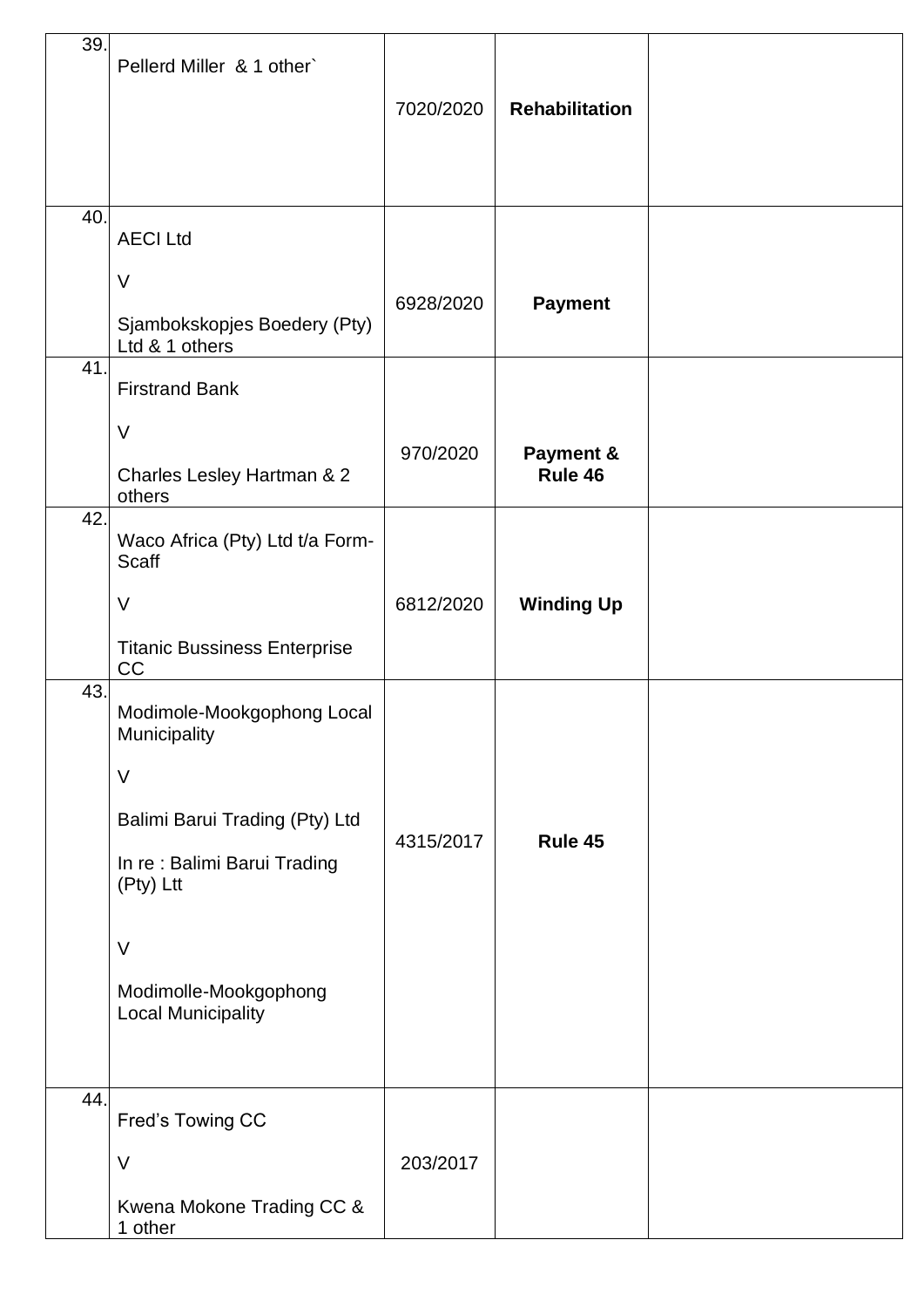| | | | | |
|---|---|---|---|---|
| 39. | Pellerd Miller & 1 other` | 7020/2020 | **Rehabilitation** | |
| 40. | AECI Ltd<br><br>V<br><br>Sjambokskopjes Boedery (Pty) Ltd & 1 others | 6928/2020 | **Payment** | |
| 41. | Firstrand Bank<br><br>V<br><br>Charles Lesley Hartman & 2 others | 970/2020 | **Payment & Rule 46** | |
| 42. | Waco Africa (Pty) Ltd t/a Form-Scaff<br><br>V<br><br>Titanic Bussiness Enterprise CC | 6812/2020 | **Winding Up** | |
| 43. | Modimole-Mookgophong Local Municipality<br><br>V<br><br>Balimi Barui Trading (Pty) Ltd<br><br>In re : Balimi Barui Trading (Pty) Ltt<br><br>V<br><br>Modimolle-Mookgophong Local Municipality | 4315/2017 | **Rule 45** | |
| 44. | Fred's Towing CC<br><br>V<br><br>Kwena Mokone Trading CC & 1 other | 203/2017 | | |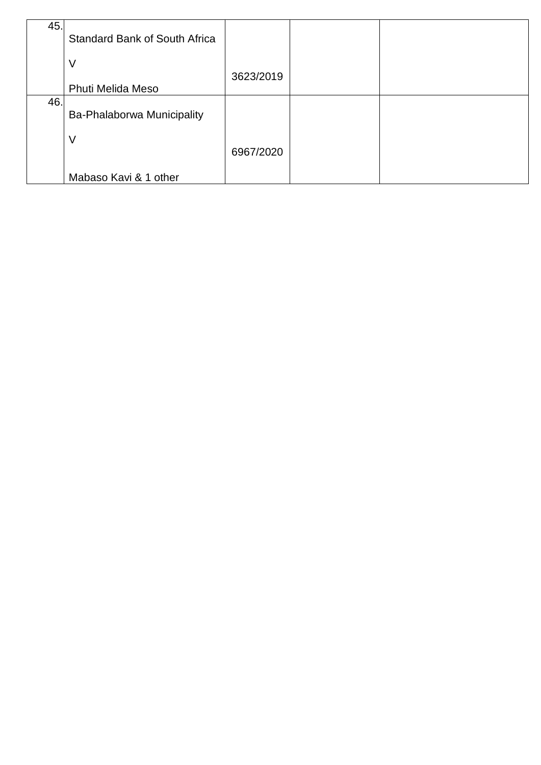| | | | | |
|---|---|---|---|---|
| 45. | Standard Bank of South Africa<br><br>V<br><br>Phuti Melida Meso | 3623/2019 | | |
| 46. | Ba-Phalaborwa Municipality<br><br>V<br><br>Mabaso Kavi & 1 other | 6967/2020 | | |